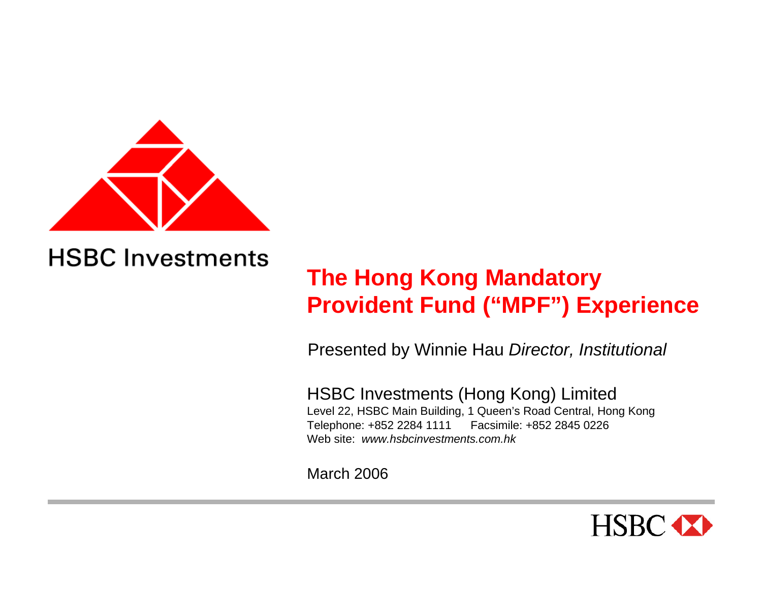HSBC Investments

# The Hong Kong Mandatory Provident Fund (“MPF”) Experience

Presented by Winnie Hau *Director, Institutional*

HSBC Investments (Hong Kong) Limited

Level 22, HSBC Main Building, 1 Queen’s Road Central, Hong Kong

Telephone: +852 2284 1111 Facsimile: +852 2845 0226

Web site: *www.hsbcinvestments.com.hk*

March 2006

HSBC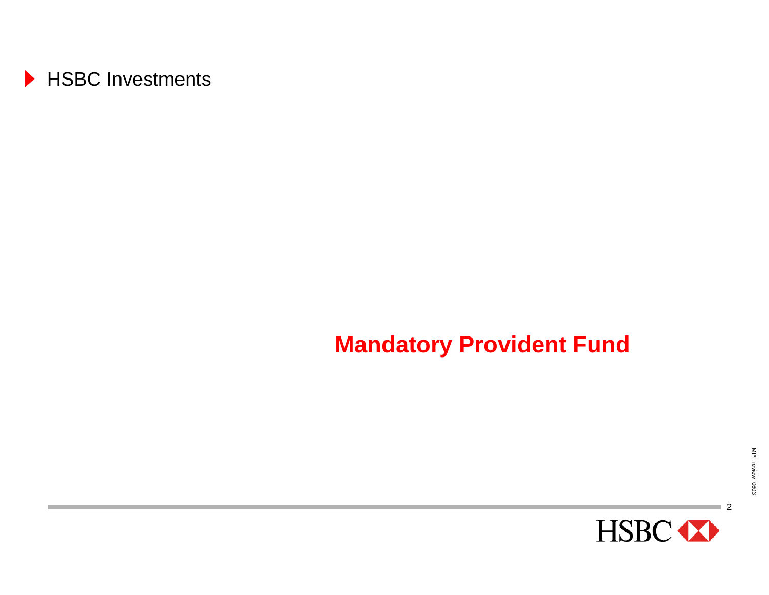HSBC Investments

# Mandatory Provident Fund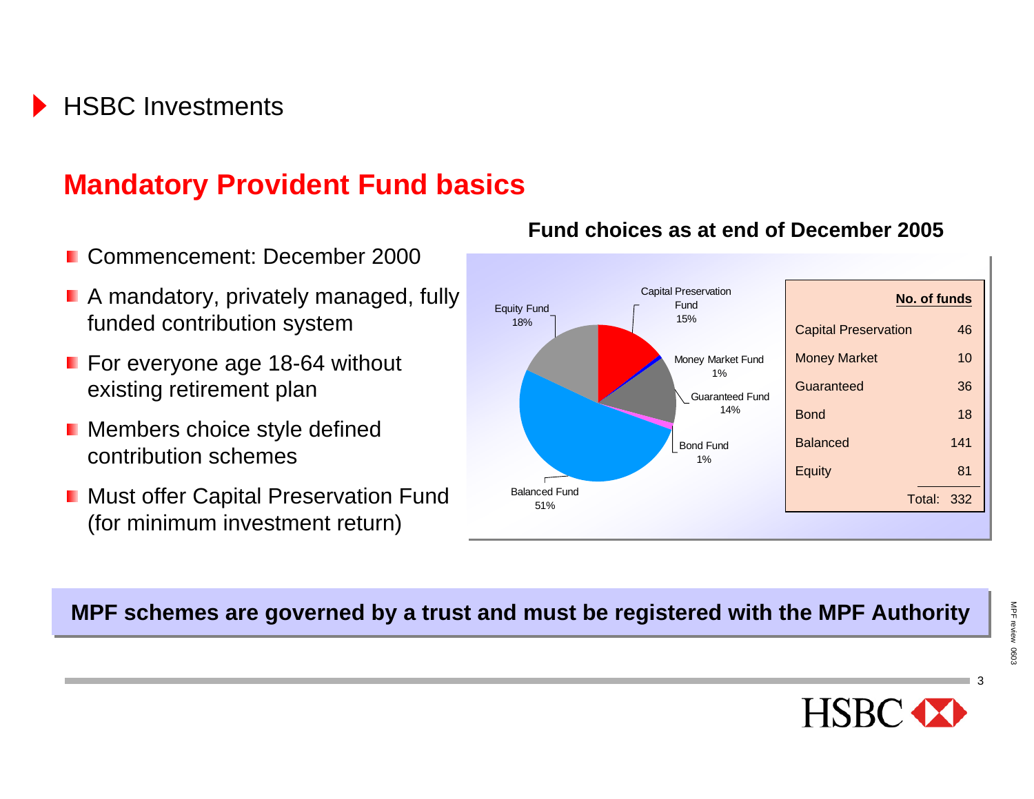HSBC Investments

## Mandatory Provident Fund basics

- Commencement: December 2000
- A mandatory, privately managed, fully funded contribution system
- For everyone age 18-64 without existing retirement plan
- Members choice style defined contribution schemes
- Must offer Capital Preservation Fund (for minimum investment return)

**Fund choices as at end of December 2005**

| Fund | Share |
|---|---|
| Capital Preservation Fund | 15% |
| Money Market Fund | 1% |
| Guaranteed Fund | 14% |
| Bond Fund | 1% |
| Balanced Fund | 51% |
| Equity Fund | 18% |

| | No. of funds |
|---|---|
| Capital Preservation | 46 |
| Money Market | 10 |
| Guaranteed | 36 |
| Bond | 18 |
| Balanced | 141 |
| Equity | 81 |
| Total: | 332 |

**MPF schemes are governed by a trust and must be registered with the MPF Authority**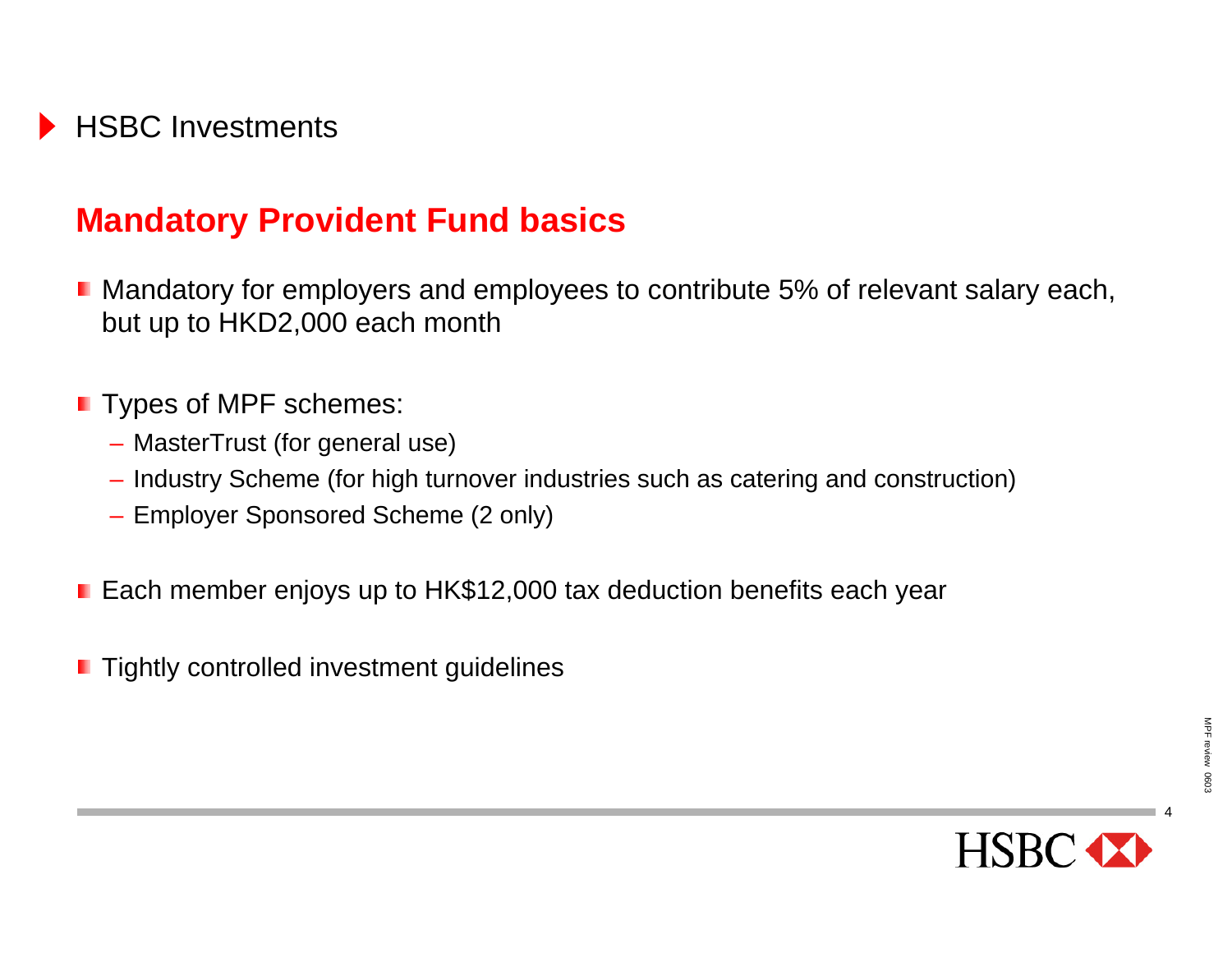HSBC Investments

## Mandatory Provident Fund basics

- Mandatory for employers and employees to contribute 5% of relevant salary each, but up to HKD2,000 each month
- Types of MPF schemes:
  - MasterTrust (for general use)
  - Industry Scheme (for high turnover industries such as catering and construction)
  - Employer Sponsored Scheme (2 only)
- Each member enjoys up to HK$12,000 tax deduction benefits each year
- Tightly controlled investment guidelines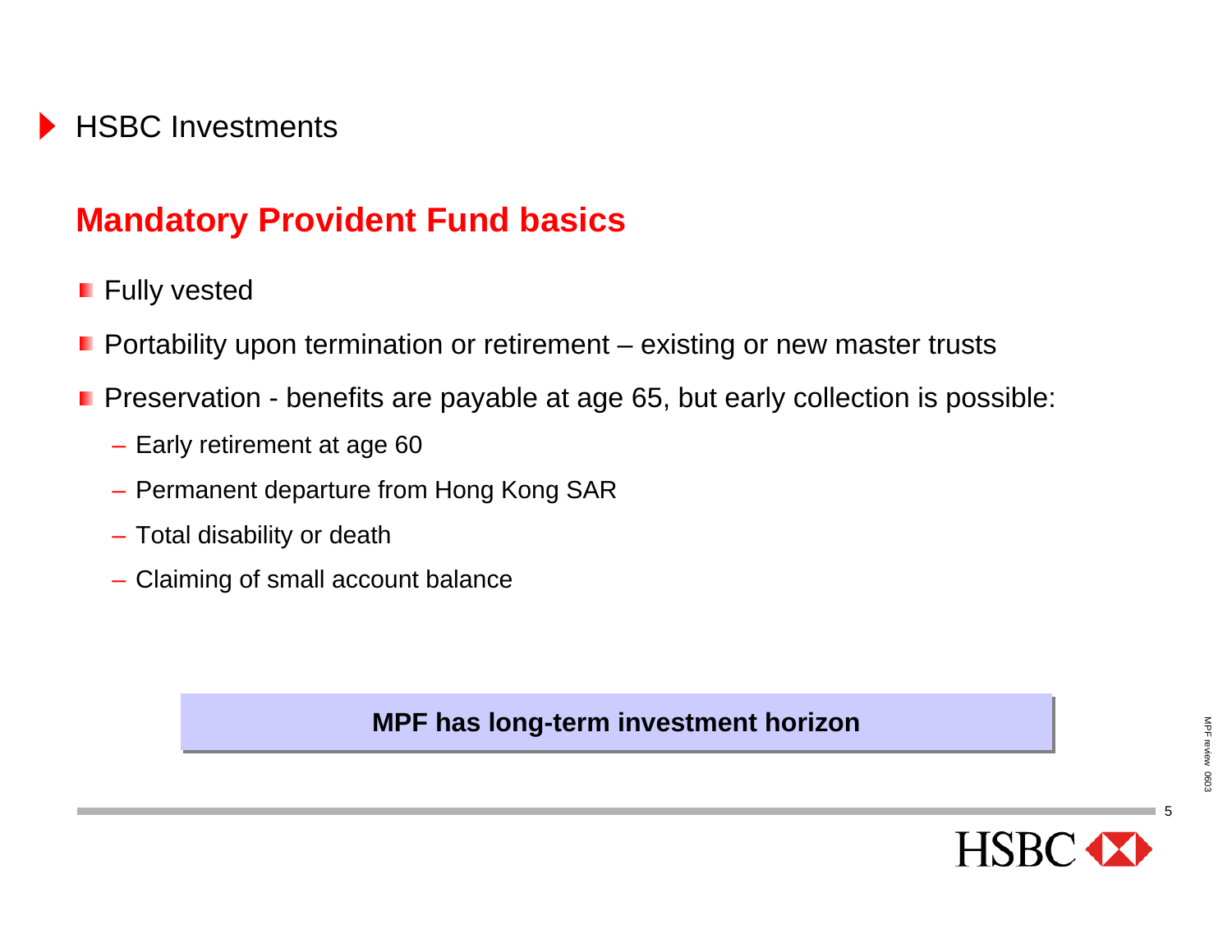HSBC Investments

## Mandatory Provident Fund basics

- Fully vested
- Portability upon termination or retirement – existing or new master trusts
- Preservation - benefits are payable at age 65, but early collection is possible:
  - Early retirement at age 60
  - Permanent departure from Hong Kong SAR
  - Total disability or death
  - Claiming of small account balance

**MPF has long-term investment horizon**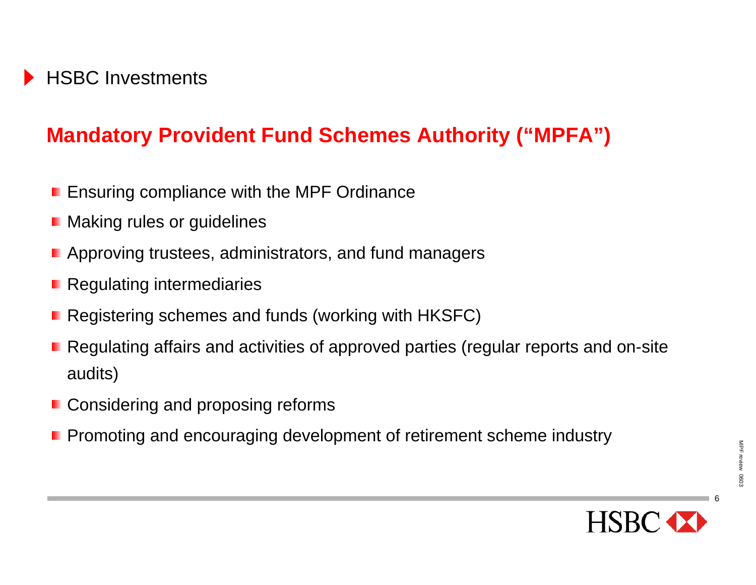HSBC Investments

## Mandatory Provident Fund Schemes Authority ("MPFA")

- Ensuring compliance with the MPF Ordinance
- Making rules or guidelines
- Approving trustees, administrators, and fund managers
- Regulating intermediaries
- Registering schemes and funds (working with HKSFC)
- Regulating affairs and activities of approved parties (regular reports and on-site audits)
- Considering and proposing reforms
- Promoting and encouraging development of retirement scheme industry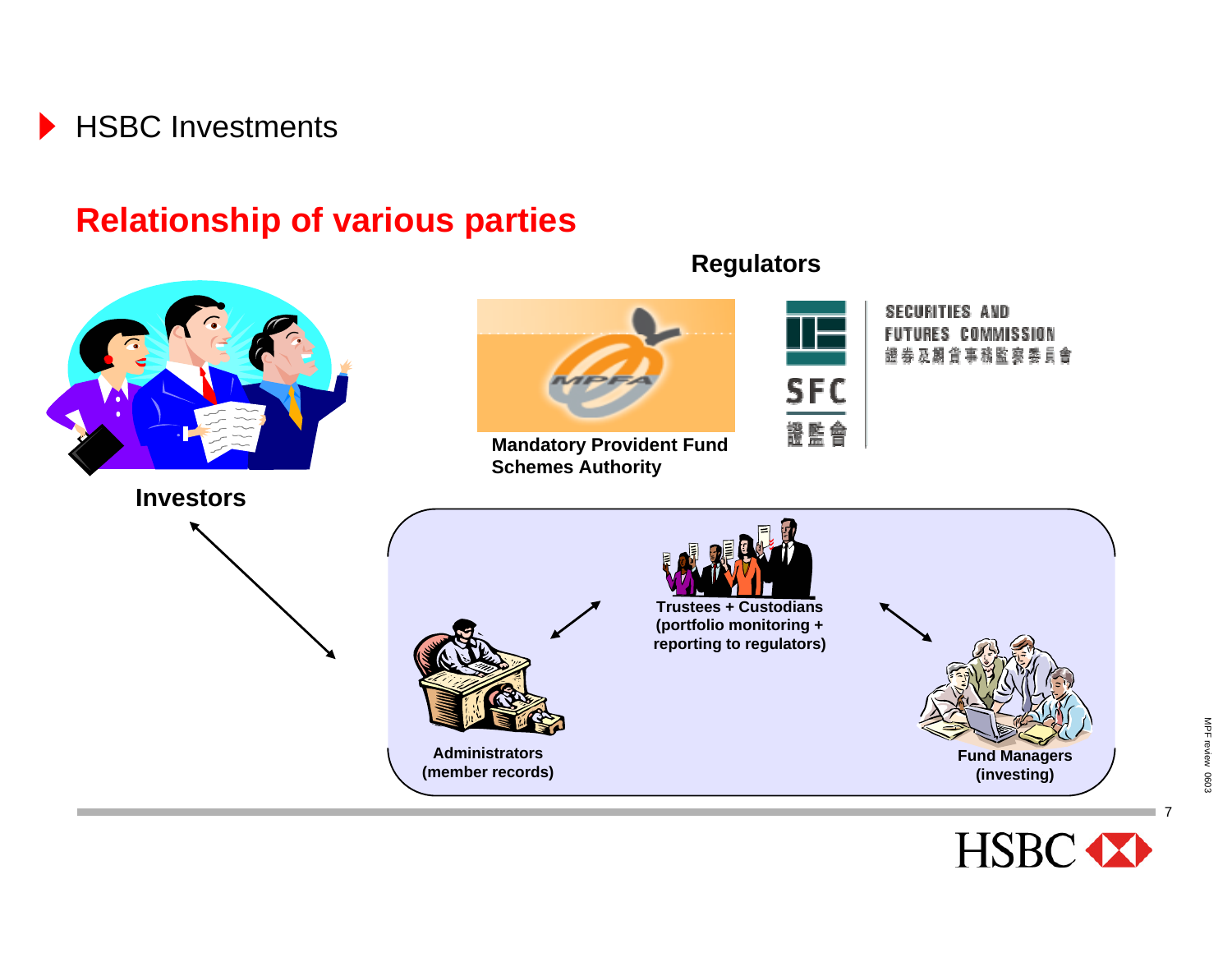HSBC Investments

## Relationship of various parties

**Regulators**

**Mandatory Provident Fund Schemes Authority**

SECURITIES AND FUTURES COMMISSION
證券及期貨事務監察委員會

SFC
證監會

**Investors**

**Trustees + Custodians (portfolio monitoring + reporting to regulators)**

**Administrators (member records)**

**Fund Managers (investing)**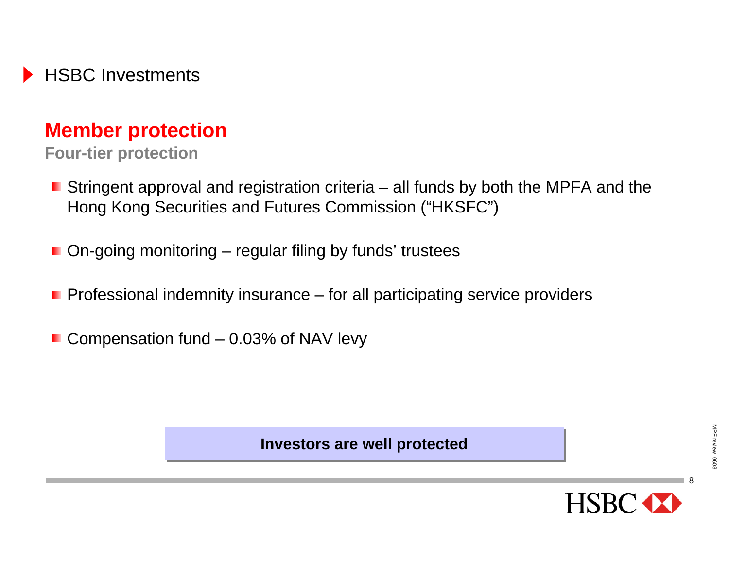HSBC Investments

## Member protection

### Four-tier protection

- Stringent approval and registration criteria – all funds by both the MPFA and the Hong Kong Securities and Futures Commission ("HKSFC")
- On-going monitoring – regular filing by funds' trustees
- Professional indemnity insurance – for all participating service providers
- Compensation fund – 0.03% of NAV levy

**Investors are well protected**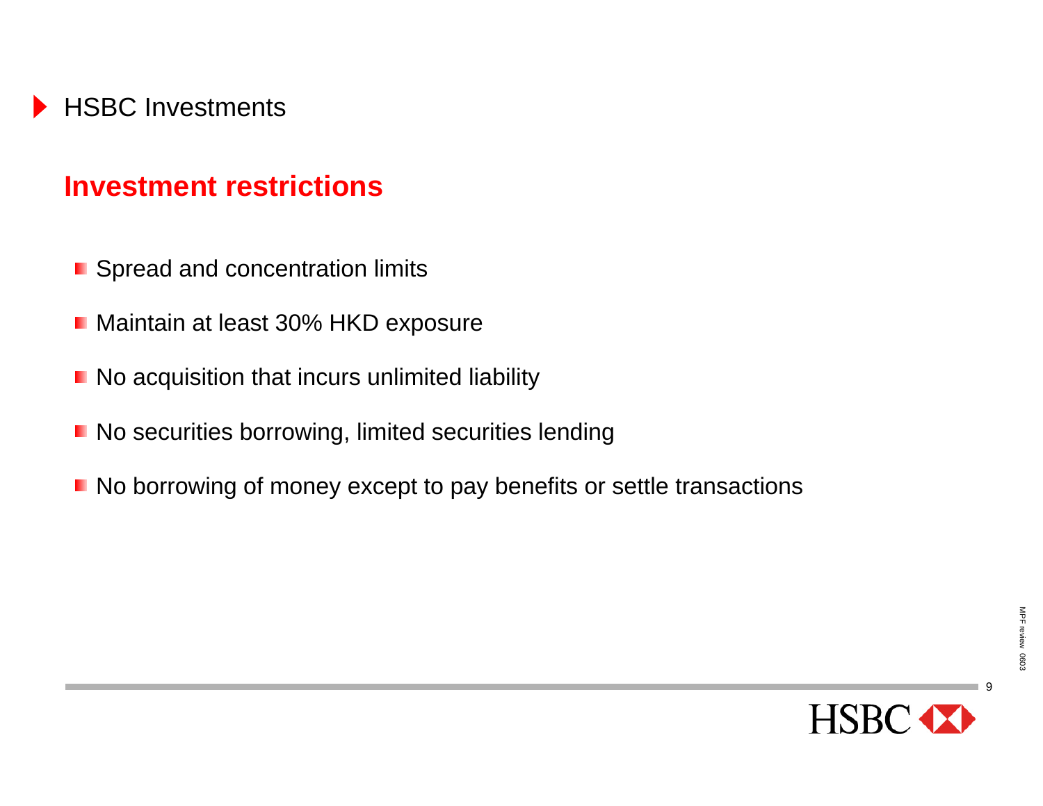## HSBC Investments

### Investment restrictions

- Spread and concentration limits
- Maintain at least 30% HKD exposure
- No acquisition that incurs unlimited liability
- No securities borrowing, limited securities lending
- No borrowing of money except to pay benefits or settle transactions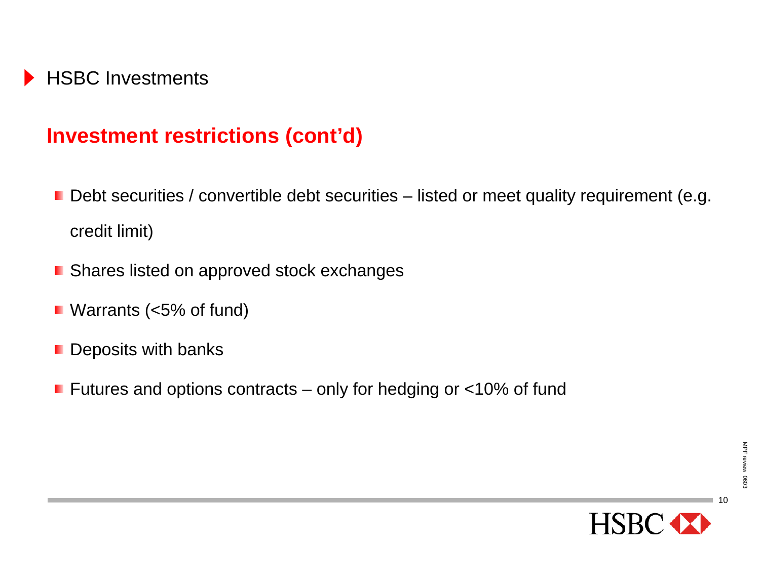HSBC Investments

## Investment restrictions (cont'd)

- Debt securities / convertible debt securities – listed or meet quality requirement (e.g. credit limit)
- Shares listed on approved stock exchanges
- Warrants (<5% of fund)
- Deposits with banks
- Futures and options contracts – only for hedging or <10% of fund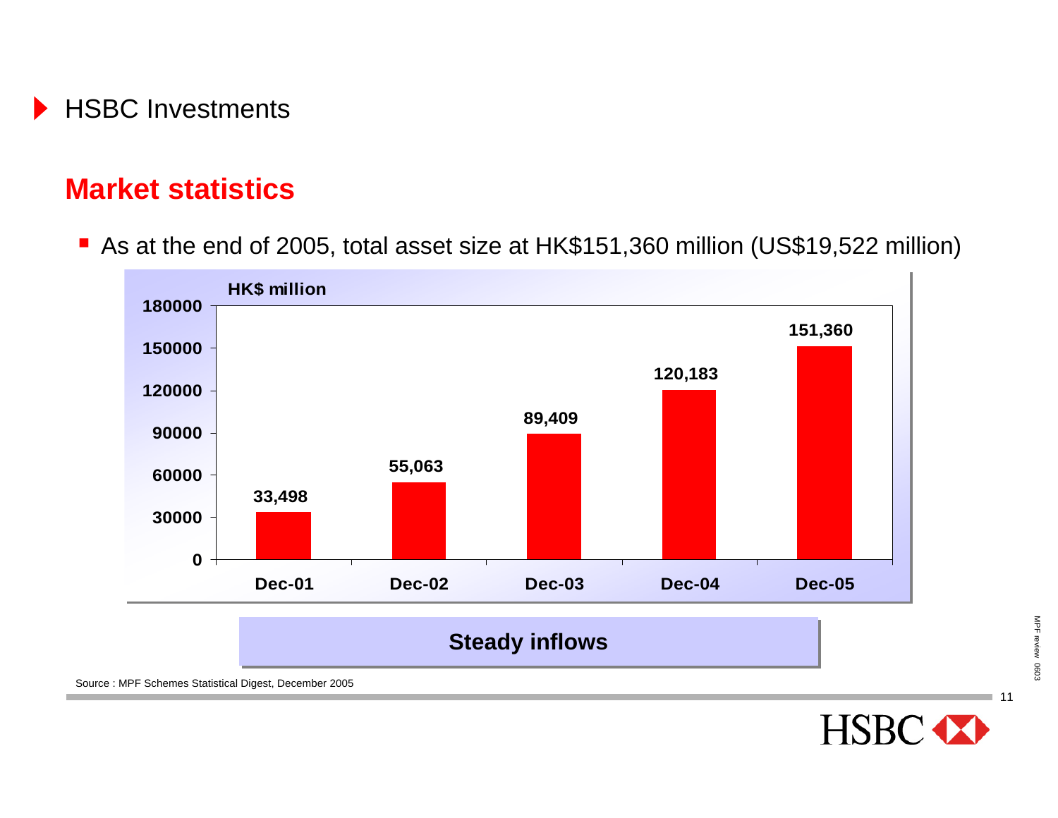HSBC Investments

## Market statistics

- As at the end of 2005, total asset size at HK$151,360 million (US$19,522 million)

| HK$ million | Dec-01 | Dec-02 | Dec-03 | Dec-04 | Dec-05 |
|---|---|---|---|---|---|
| Total asset size | 33,498 | 55,063 | 89,409 | 120,183 | 151,360 |

**Steady inflows**

Source : MPF Schemes Statistical Digest, December 2005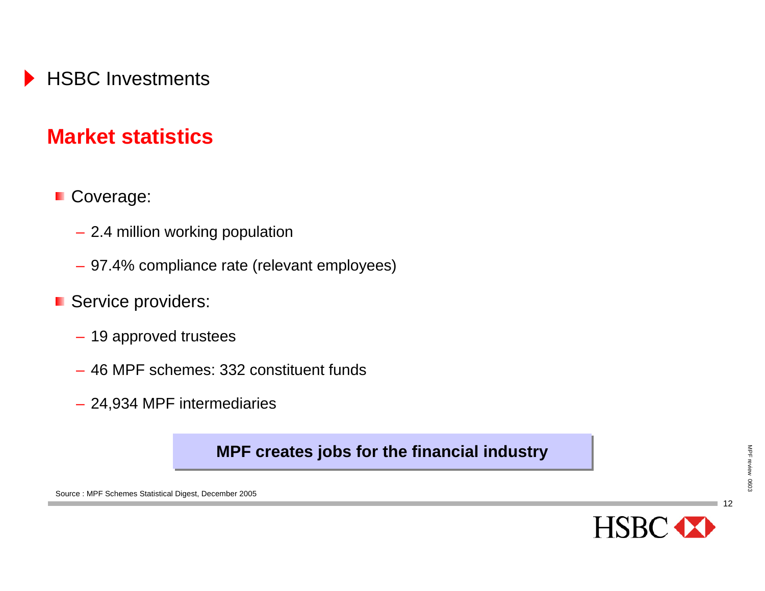## HSBC Investments

# Market statistics

- Coverage:
  - 2.4 million working population
  - 97.4% compliance rate (relevant employees)
- Service providers:
  - 19 approved trustees
  - 46 MPF schemes: 332 constituent funds
  - 24,934 MPF intermediaries

**MPF creates jobs for the financial industry**

Source : MPF Schemes Statistical Digest, December 2005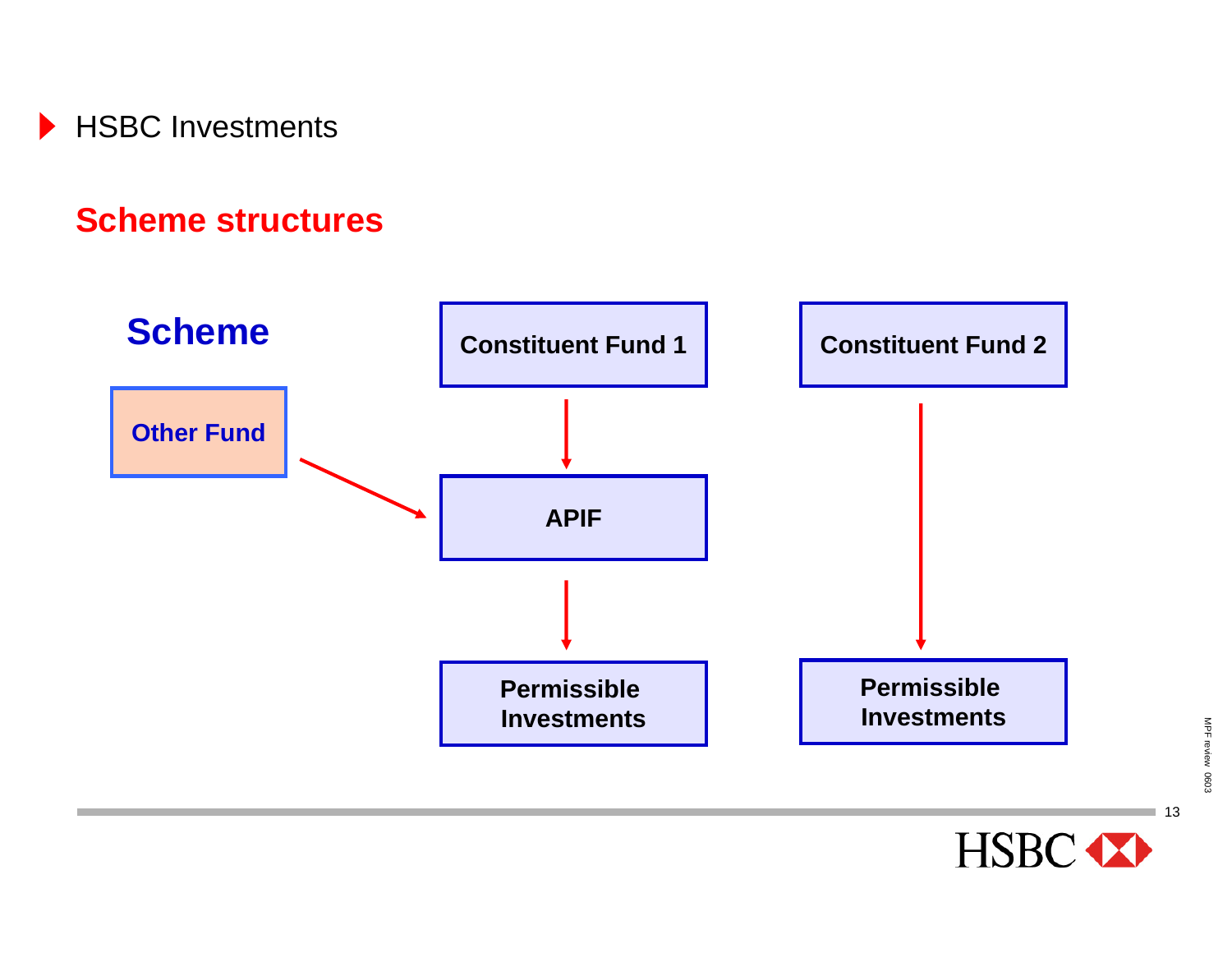HSBC Investments

## Scheme structures

**Scheme**

**Other Fund**

**Constituent Fund 1**

**APIF**

**Permissible Investments**

**Constituent Fund 2**

**Permissible Investments**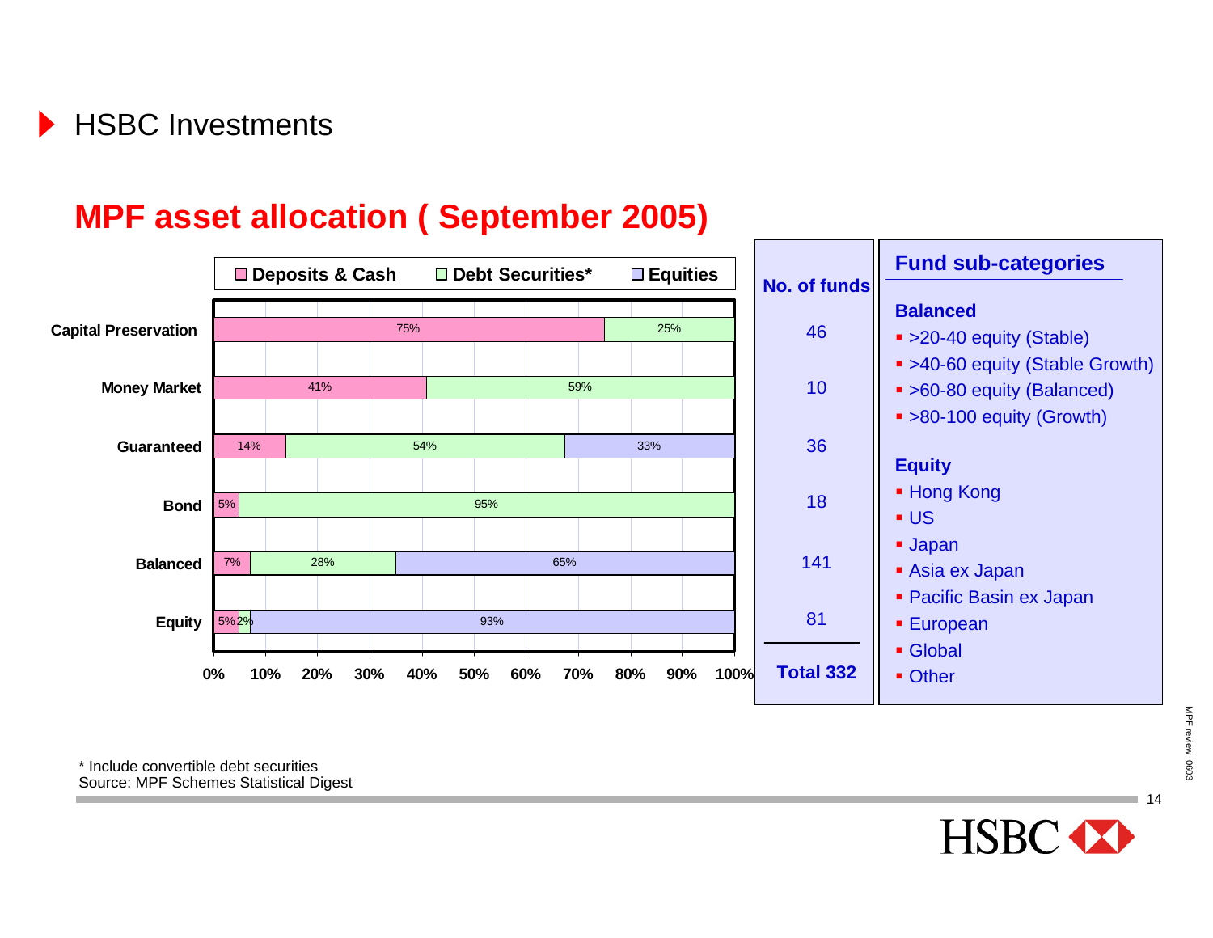# HSBC Investments

## MPF asset allocation ( September 2005)

| Fund category | Deposits & Cash | Debt Securities* | Equities | No. of funds |
|---|---|---|---|---|
| Capital Preservation | 75% | 25% | | 46 |
| Money Market | 41% | 59% | | 10 |
| Guaranteed | 14% | 54% | 33% | 36 |
| Bond | 5% | 95% | | 18 |
| Balanced | 7% | 28% | 65% | 141 |
| Equity | 5% | 2% | 93% | 81 |
| | | | | Total 332 |

### Fund sub-categories

**Balanced**

- >20-40 equity (Stable)
- >40-60 equity (Stable Growth)
- >60-80 equity (Balanced)
- >80-100 equity (Growth)

**Equity**

- Hong Kong
- US
- Japan
- Asia ex Japan
- Pacific Basin ex Japan
- European
- Global
- Other

* Include convertible debt securities

Source: MPF Schemes Statistical Digest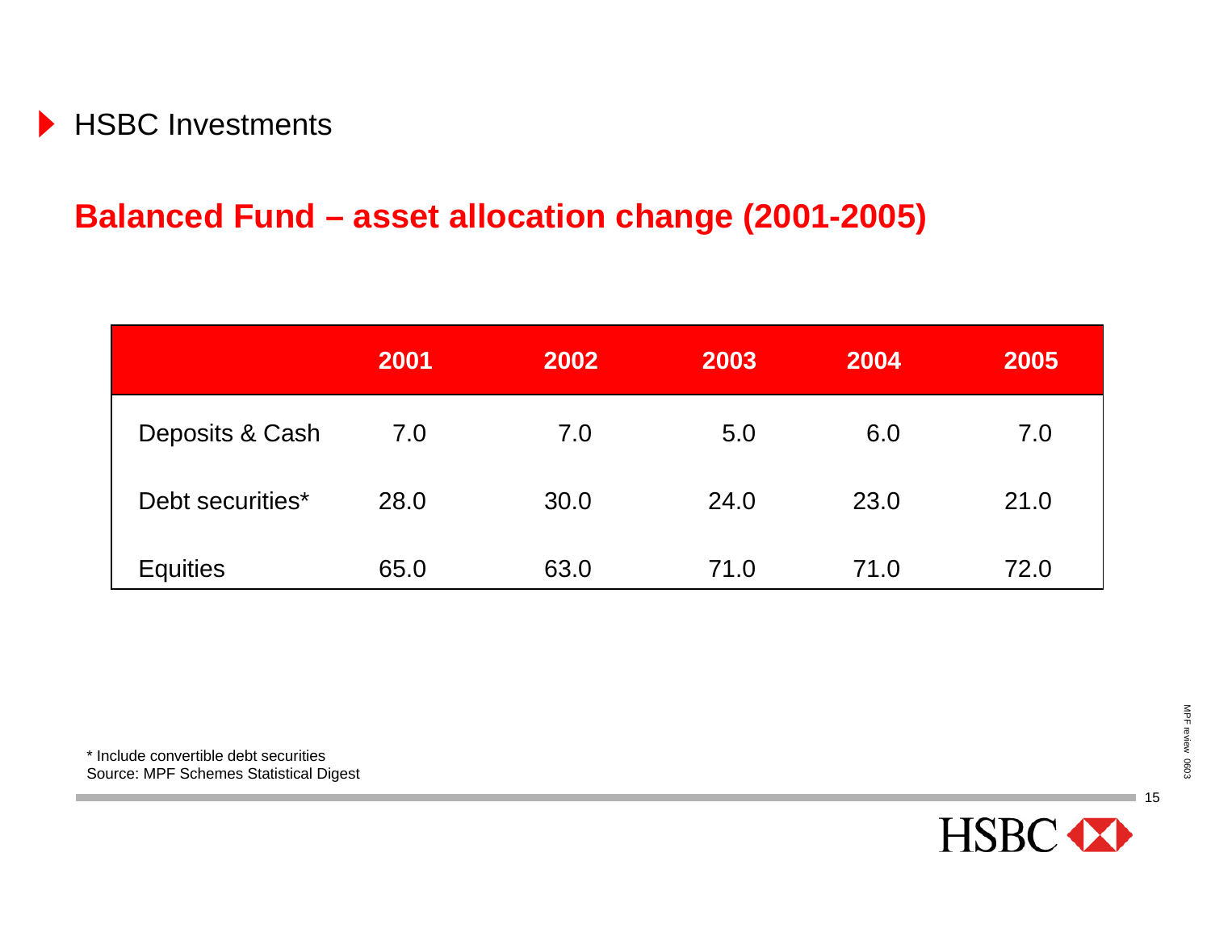HSBC Investments

## Balanced Fund – asset allocation change (2001-2005)

| | 2001 | 2002 | 2003 | 2004 | 2005 |
|---|---|---|---|---|---|
| Deposits & Cash | 7.0 | 7.0 | 5.0 | 6.0 | 7.0 |
| Debt securities* | 28.0 | 30.0 | 24.0 | 23.0 | 21.0 |
| Equities | 65.0 | 63.0 | 71.0 | 71.0 | 72.0 |

\* Include convertible debt securities
Source: MPF Schemes Statistical Digest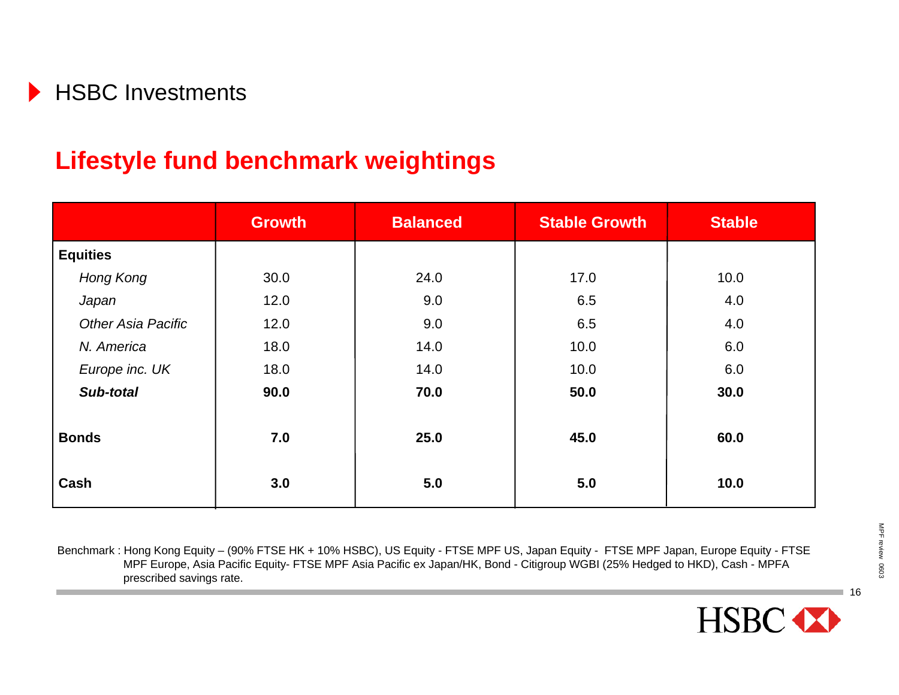## HSBC Investments

# Lifestyle fund benchmark weightings

| | Growth | Balanced | Stable Growth | Stable |
|---|---|---|---|---|
| **Equities** | | | | |
| *Hong Kong* | 30.0 | 24.0 | 17.0 | 10.0 |
| *Japan* | 12.0 | 9.0 | 6.5 | 4.0 |
| *Other Asia Pacific* | 12.0 | 9.0 | 6.5 | 4.0 |
| *N. America* | 18.0 | 14.0 | 10.0 | 6.0 |
| *Europe inc. UK* | 18.0 | 14.0 | 10.0 | 6.0 |
| ***Sub-total*** | **90.0** | **70.0** | **50.0** | **30.0** |
| **Bonds** | **7.0** | **25.0** | **45.0** | **60.0** |
| **Cash** | **3.0** | **5.0** | **5.0** | **10.0** |

Benchmark : Hong Kong Equity – (90% FTSE HK + 10% HSBC), US Equity - FTSE MPF US, Japan Equity - FTSE MPF Japan, Europe Equity - FTSE MPF Europe, Asia Pacific Equity- FTSE MPF Asia Pacific ex Japan/HK, Bond - Citigroup WGBI (25% Hedged to HKD), Cash - MPFA prescribed savings rate.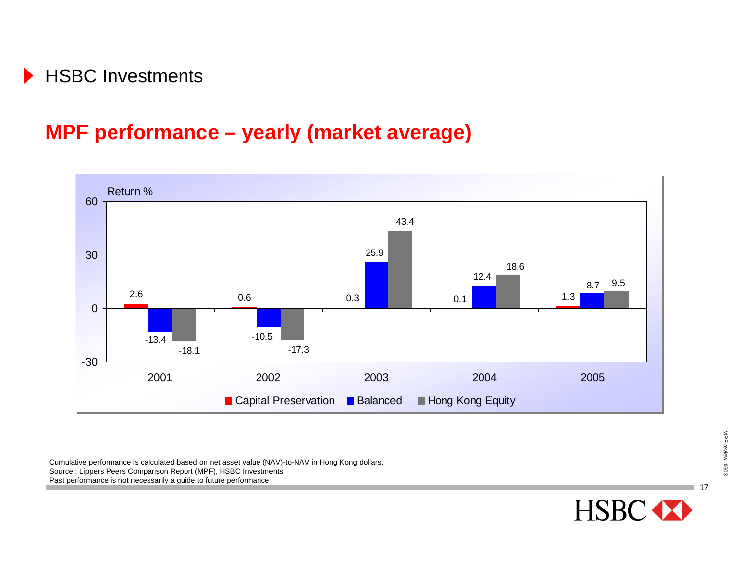HSBC Investments

## MPF performance – yearly (market average)

Return %

| | 2001 | 2002 | 2003 | 2004 | 2005 |
|---|---|---|---|---|---|
| Capital Preservation | 2.6 | 0.6 | 0.3 | 0.1 | 1.3 |
| Balanced | -13.4 | -10.5 | 25.9 | 12.4 | 8.7 |
| Hong Kong Equity | -18.1 | -17.3 | 43.4 | 18.6 | 9.5 |

Cumulative performance is calculated based on net asset value (NAV)-to-NAV in Hong Kong dollars.
Source : Lippers Peers Comparison Report (MPF), HSBC Investments
Past performance is not necessarily a guide to future performance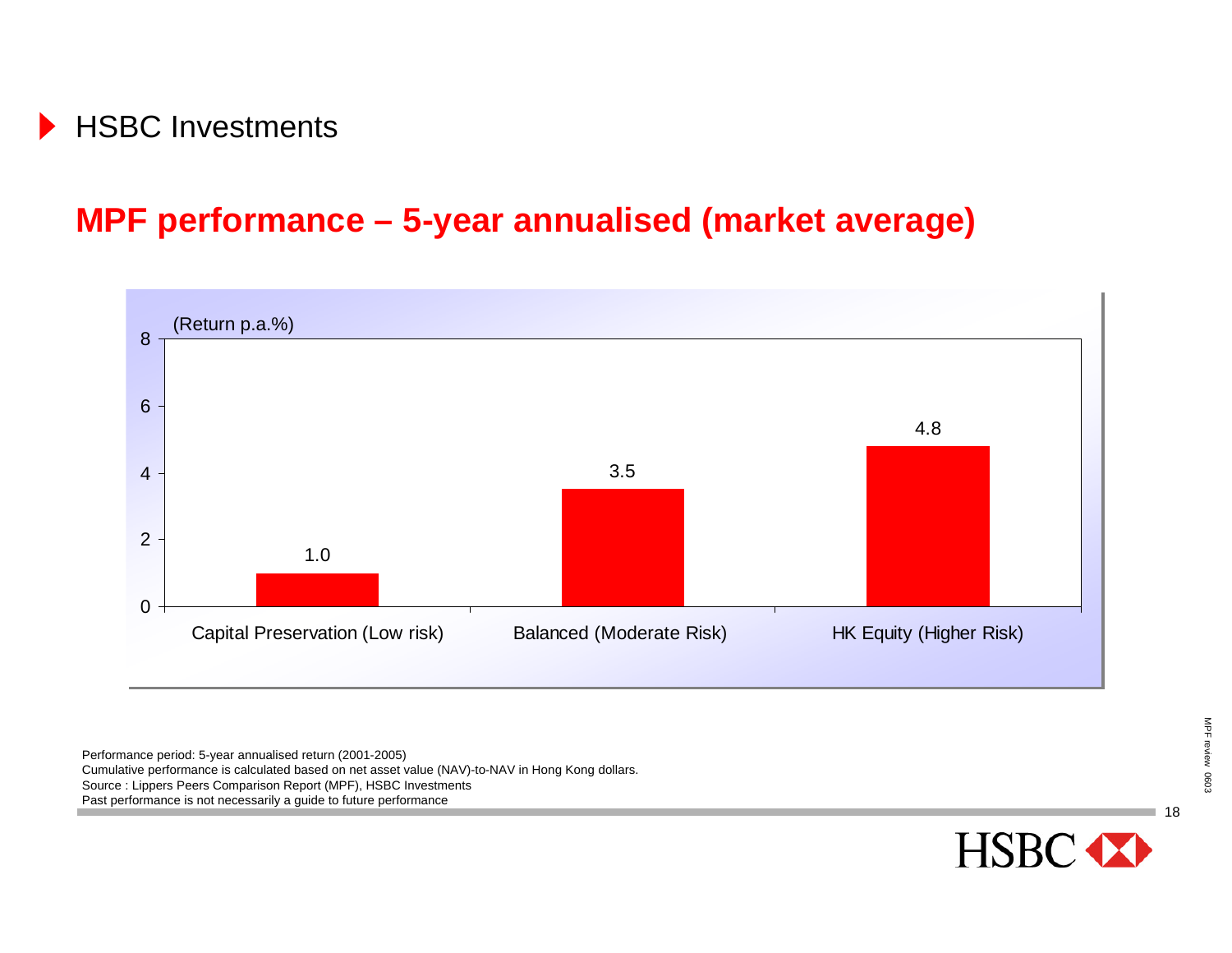## HSBC Investments

# MPF performance – 5-year annualised (market average)

(Return p.a.%)

| Fund type | Return p.a.% |
| --- | --- |
| Capital Preservation (Low risk) | 1.0 |
| Balanced (Moderate Risk) | 3.5 |
| HK Equity (Higher Risk) | 4.8 |

Performance period: 5-year annualised return (2001-2005)
Cumulative performance is calculated based on net asset value (NAV)-to-NAV in Hong Kong dollars.
Source : Lippers Peers Comparison Report (MPF), HSBC Investments
Past performance is not necessarily a guide to future performance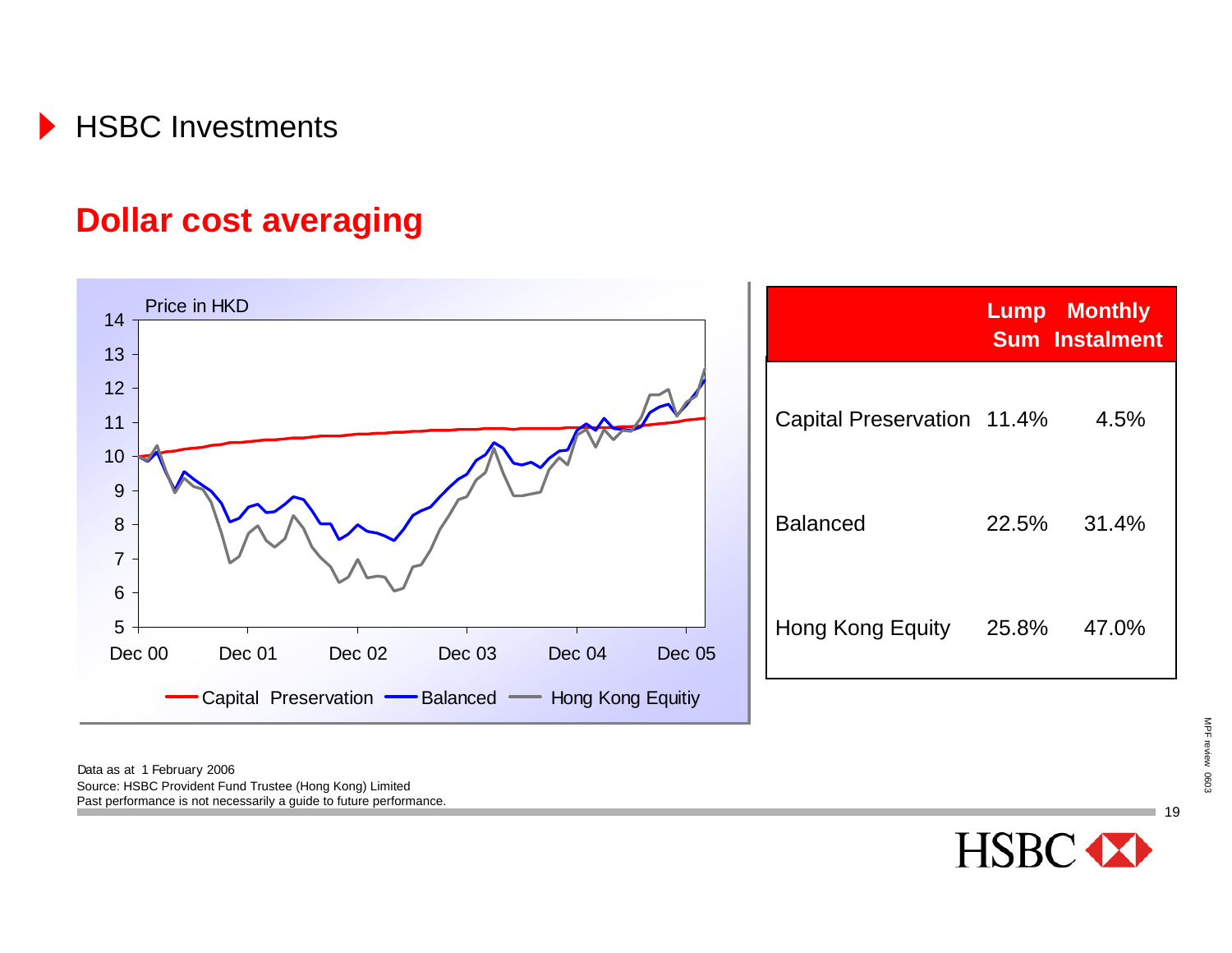## HSBC Investments

# Dollar cost averaging

Price in HKD

14
13
12
11
10
9
8
7
6
5

Dec 00 Dec 01 Dec 02 Dec 03 Dec 04 Dec 05

Capital Preservation — Balanced — Hong Kong Equitiy

| | Lump Sum | Monthly Instalment |
|---|---|---|
| Capital Preservation | 11.4% | 4.5% |
| Balanced | 22.5% | 31.4% |
| Hong Kong Equity | 25.8% | 47.0% |

Data as at 1 February 2006
Source: HSBC Provident Fund Trustee (Hong Kong) Limited
Past performance is not necessarily a guide to future performance.

MPF review 0603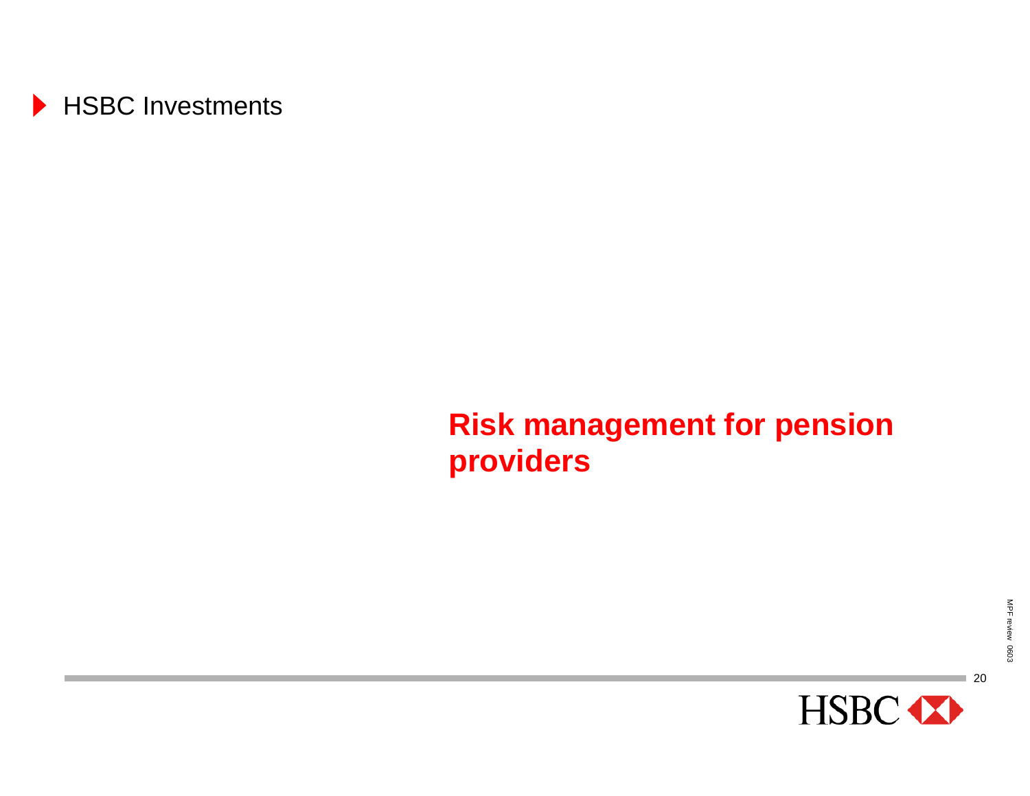# Risk management for pension providers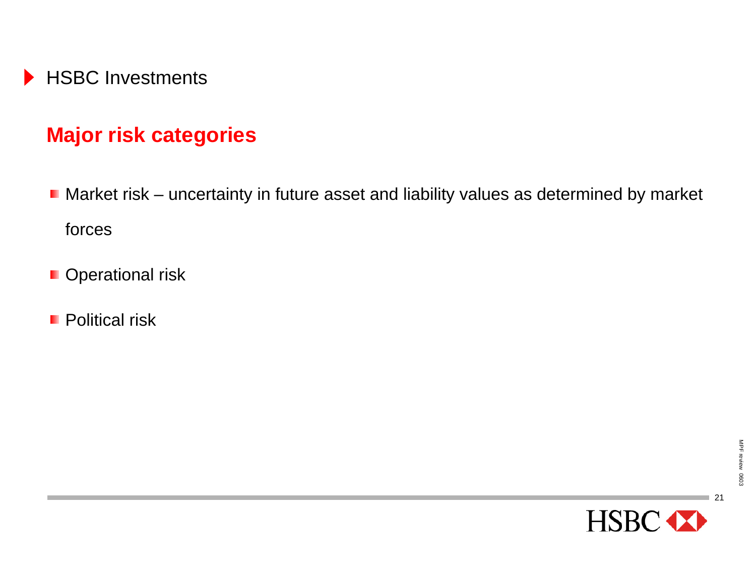HSBC Investments

## Major risk categories

- Market risk – uncertainty in future asset and liability values as determined by market forces
- Operational risk
- Political risk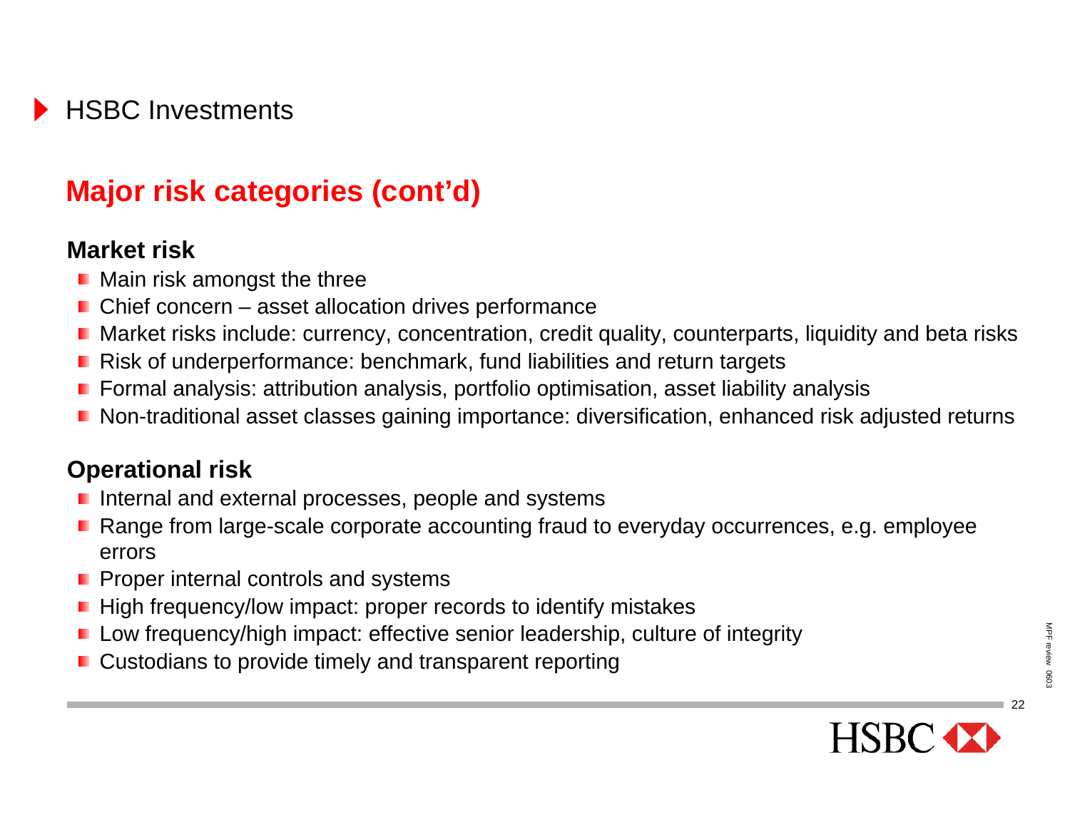HSBC Investments

## Major risk categories (cont'd)

### Market risk

- Main risk amongst the three
- Chief concern – asset allocation drives performance
- Market risks include: currency, concentration, credit quality, counterparts, liquidity and beta risks
- Risk of underperformance: benchmark, fund liabilities and return targets
- Formal analysis: attribution analysis, portfolio optimisation, asset liability analysis
- Non-traditional asset classes gaining importance: diversification, enhanced risk adjusted returns

### Operational risk

- Internal and external processes, people and systems
- Range from large-scale corporate accounting fraud to everyday occurrences, e.g. employee errors
- Proper internal controls and systems
- High frequency/low impact: proper records to identify mistakes
- Low frequency/high impact: effective senior leadership, culture of integrity
- Custodians to provide timely and transparent reporting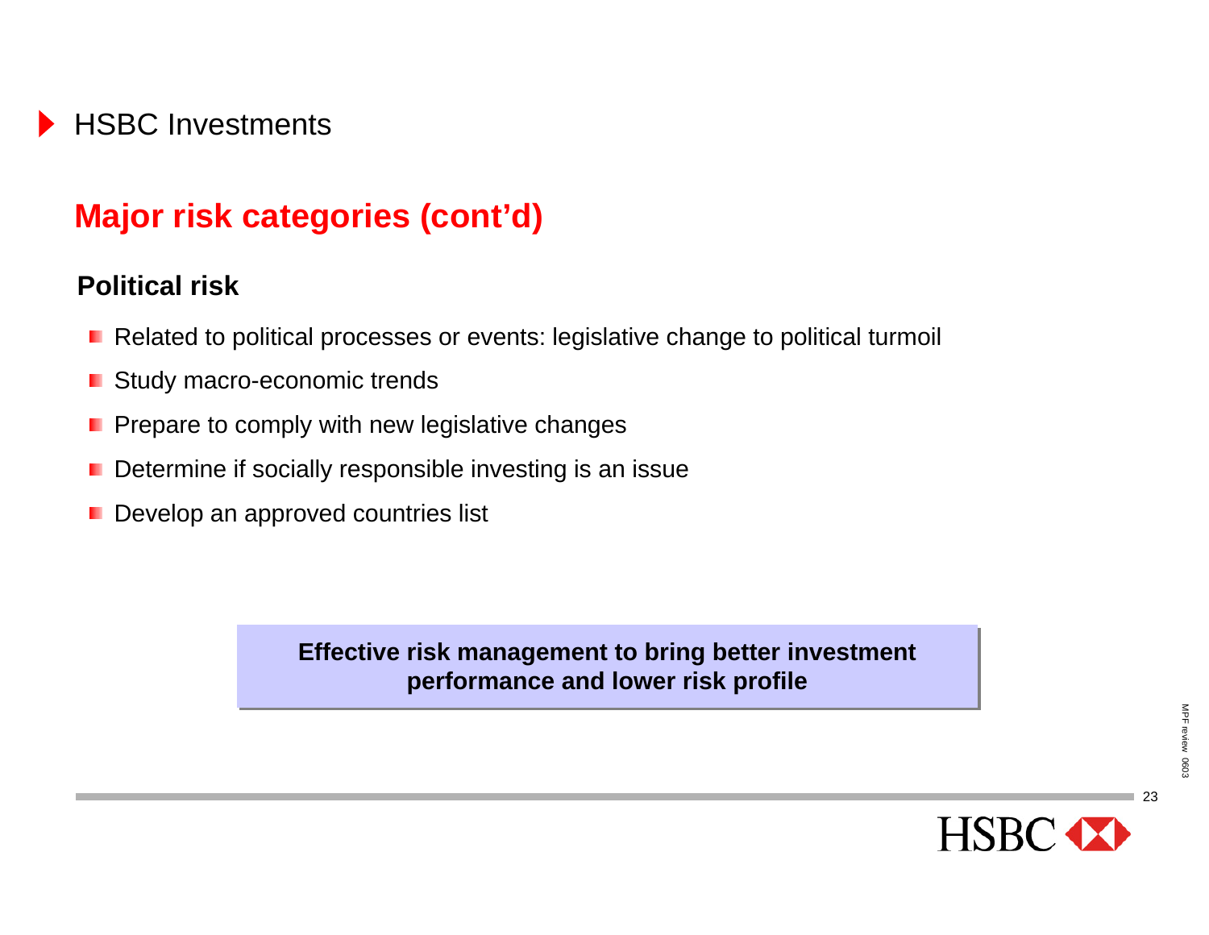HSBC Investments

## Major risk categories (cont'd)

### Political risk

- Related to political processes or events: legislative change to political turmoil
- Study macro-economic trends
- Prepare to comply with new legislative changes
- Determine if socially responsible investing is an issue
- Develop an approved countries list

**Effective risk management to bring better investment performance and lower risk profile**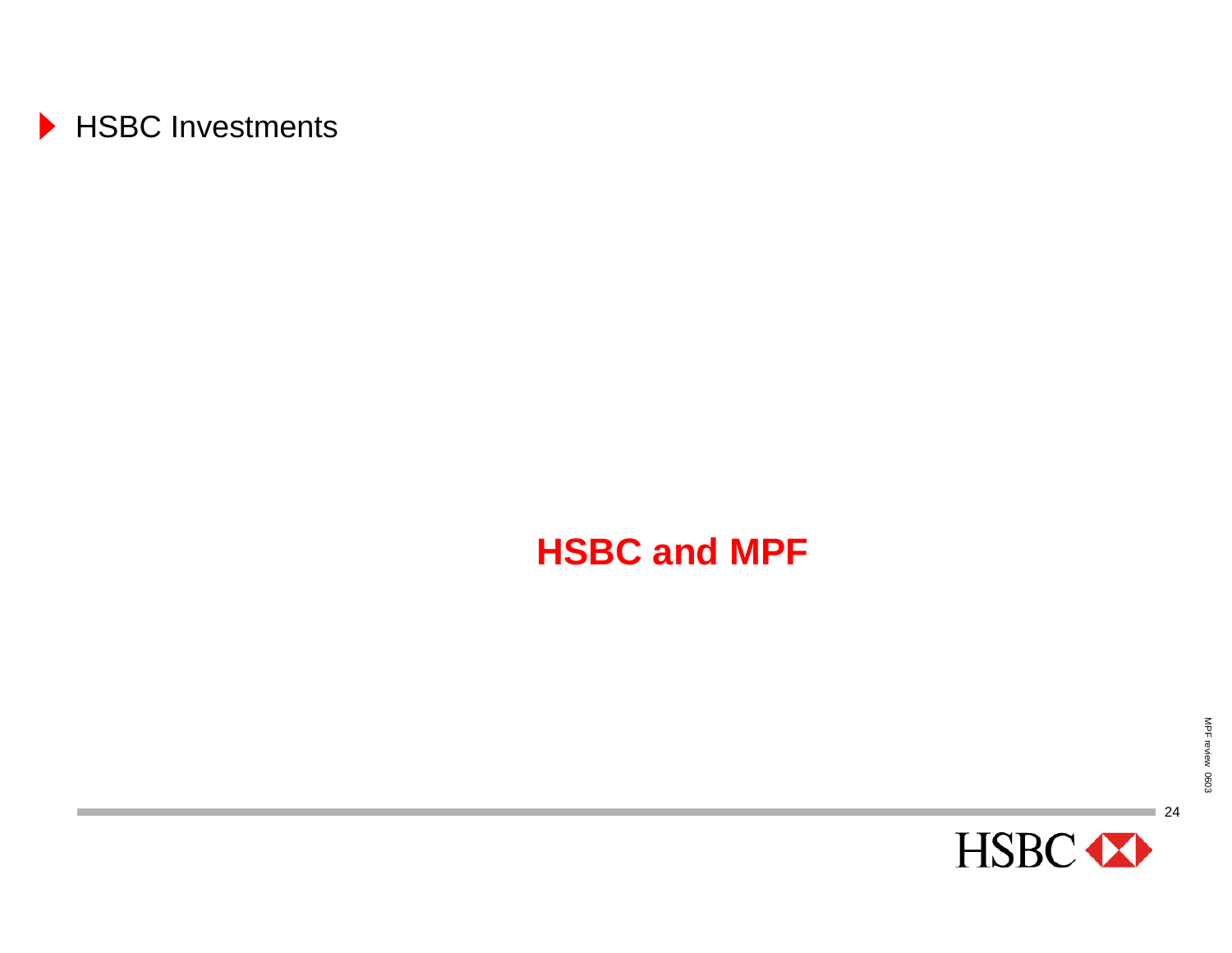# HSBC and MPF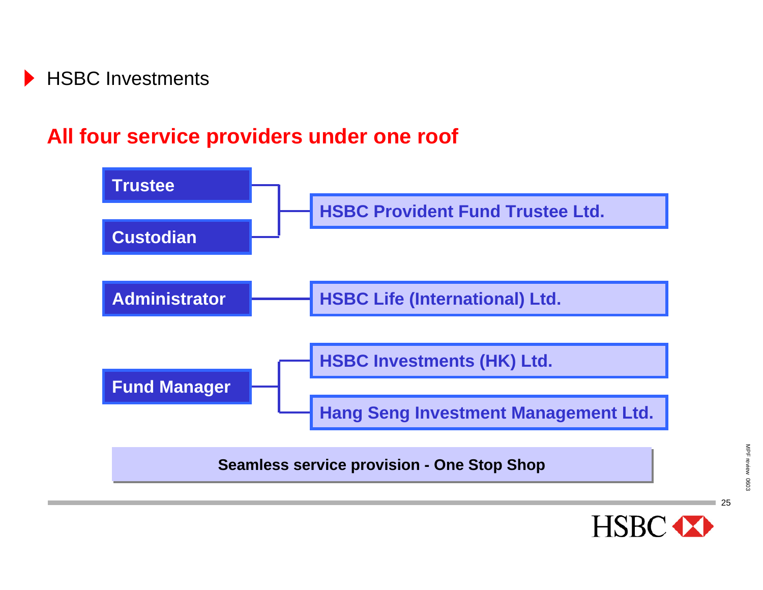# HSBC Investments

## All four service providers under one roof

| Service | Provider |
|---|---|
| Trustee | HSBC Provident Fund Trustee Ltd. |
| Custodian | HSBC Provident Fund Trustee Ltd. |
| Administrator | HSBC Life (International) Ltd. |
| Fund Manager | HSBC Investments (HK) Ltd. |
| Fund Manager | Hang Seng Investment Management Ltd. |

**Seamless service provision - One Stop Shop**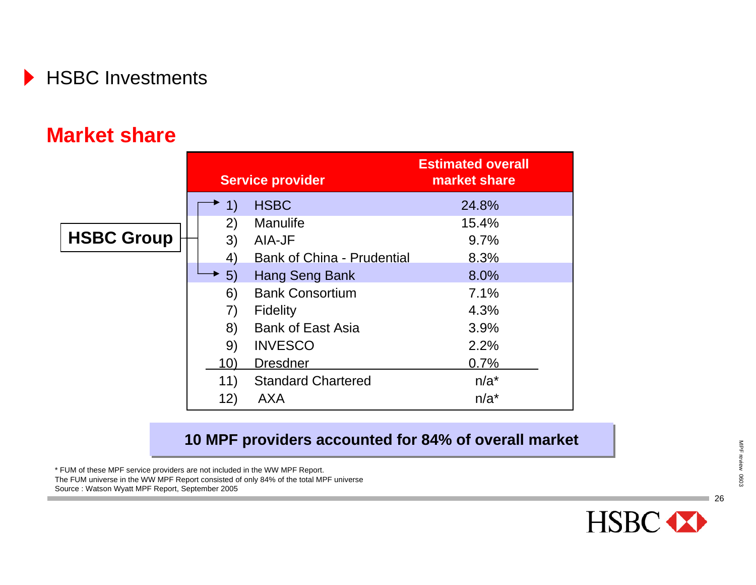# HSBC Investments

## Market share

| | Service provider | Estimated overall market share |
|---|---|---|
| 1) | HSBC | 24.8% |
| 2) | Manulife | 15.4% |
| 3) | AIA-JF | 9.7% |
| 4) | Bank of China - Prudential | 8.3% |
| 5) | Hang Seng Bank | 8.0% |
| 6) | Bank Consortium | 7.1% |
| 7) | Fidelity | 4.3% |
| 8) | Bank of East Asia | 3.9% |
| 9) | INVESCO | 2.2% |
| 10) | Dresdner | 0.7% |
| 11) | Standard Chartered | n/a* |
| 12) | AXA | n/a* |

**HSBC Group**: 1) HSBC, 5) Hang Seng Bank

**10 MPF providers accounted for 84% of overall market**

* FUM of these MPF service providers are not included in the WW MPF Report.
The FUM universe in the WW MPF Report consisted of only 84% of the total MPF universe
Source : Watson Wyatt MPF Report, September 2005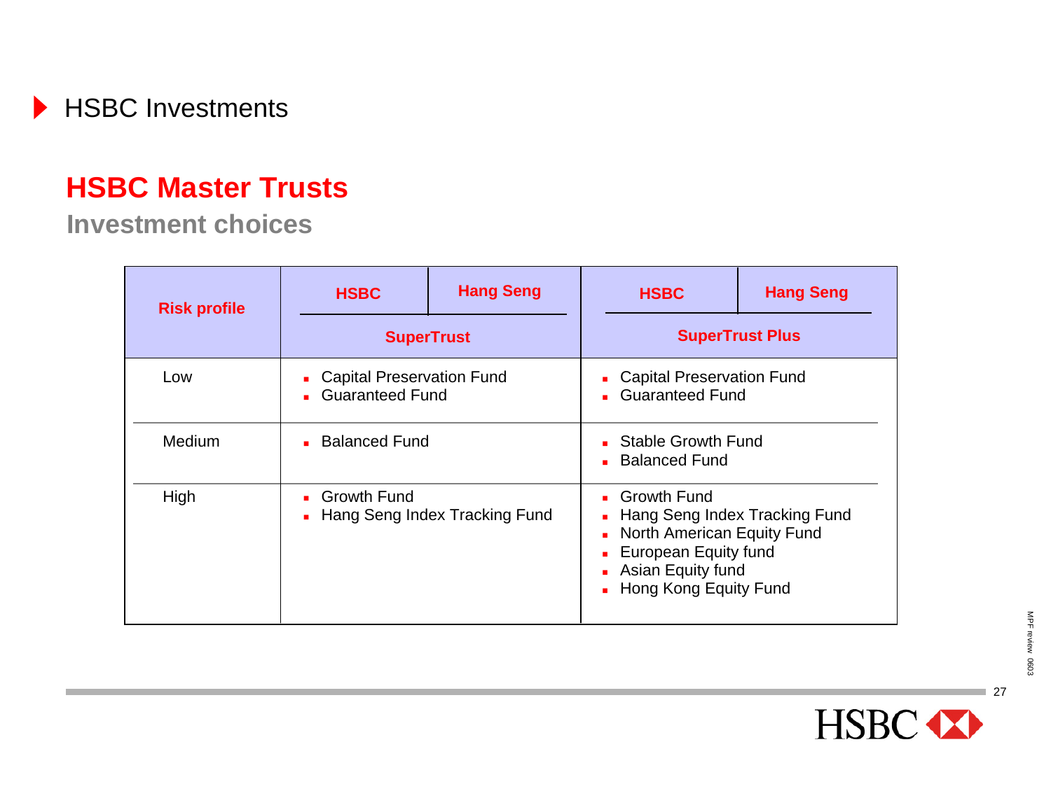HSBC Investments

## HSBC Master Trusts

### Investment choices

| Risk profile | SuperTrust (HSBC / Hang Seng) | SuperTrust Plus (HSBC / Hang Seng) |
| --- | --- | --- |
| Low | ▪ Capital Preservation Fund<br>▪ Guaranteed Fund | ▪ Capital Preservation Fund<br>▪ Guaranteed Fund |
| Medium | ▪ Balanced Fund | ▪ Stable Growth Fund<br>▪ Balanced Fund |
| High | ▪ Growth Fund<br>▪ Hang Seng Index Tracking Fund | ▪ Growth Fund<br>▪ Hang Seng Index Tracking Fund<br>▪ North American Equity Fund<br>▪ European Equity fund<br>▪ Asian Equity fund<br>▪ Hong Kong Equity Fund |

MPF review 0603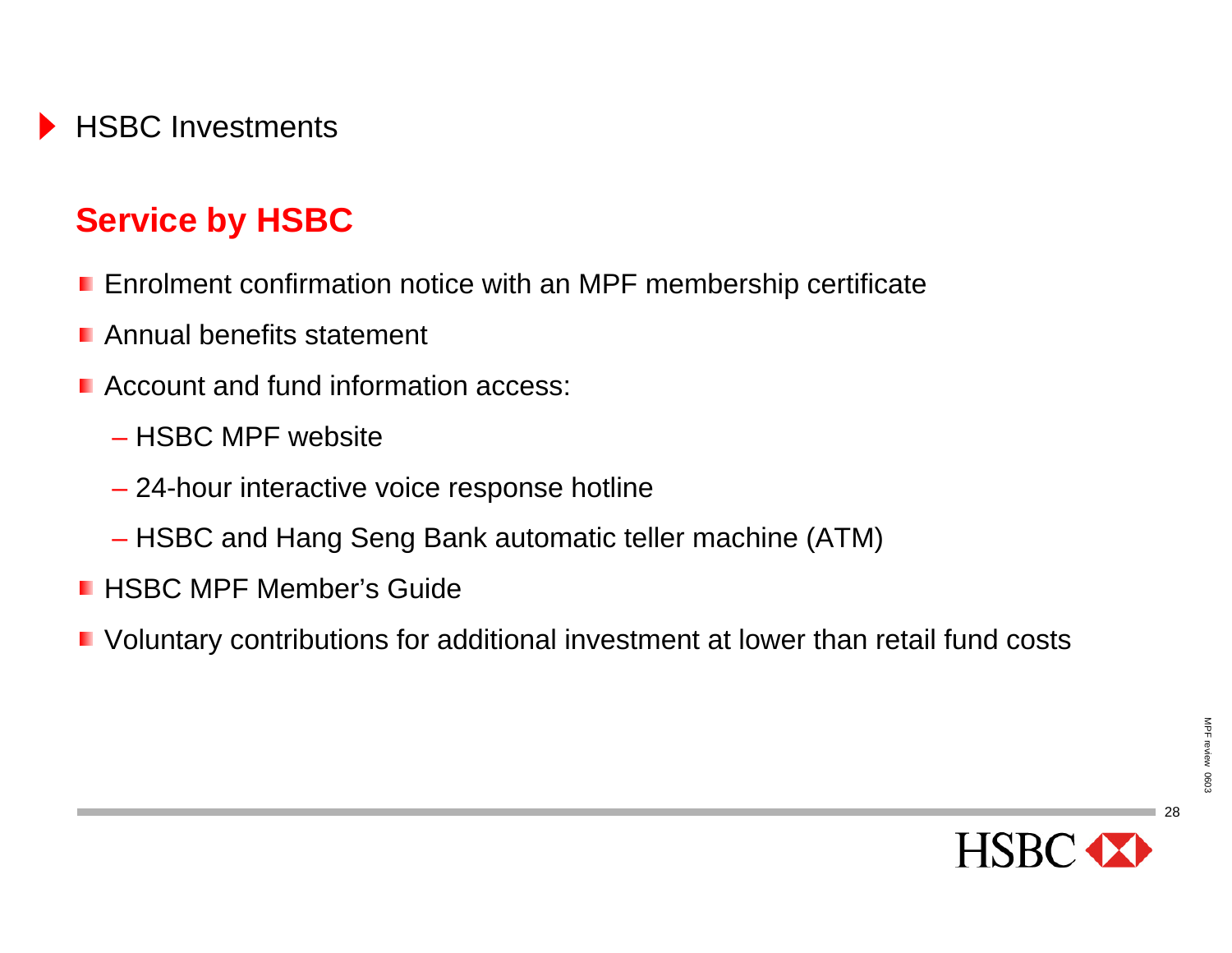HSBC Investments

## Service by HSBC

- Enrolment confirmation notice with an MPF membership certificate
- Annual benefits statement
- Account and fund information access:
  - HSBC MPF website
  - 24-hour interactive voice response hotline
  - HSBC and Hang Seng Bank automatic teller machine (ATM)
- HSBC MPF Member's Guide
- Voluntary contributions for additional investment at lower than retail fund costs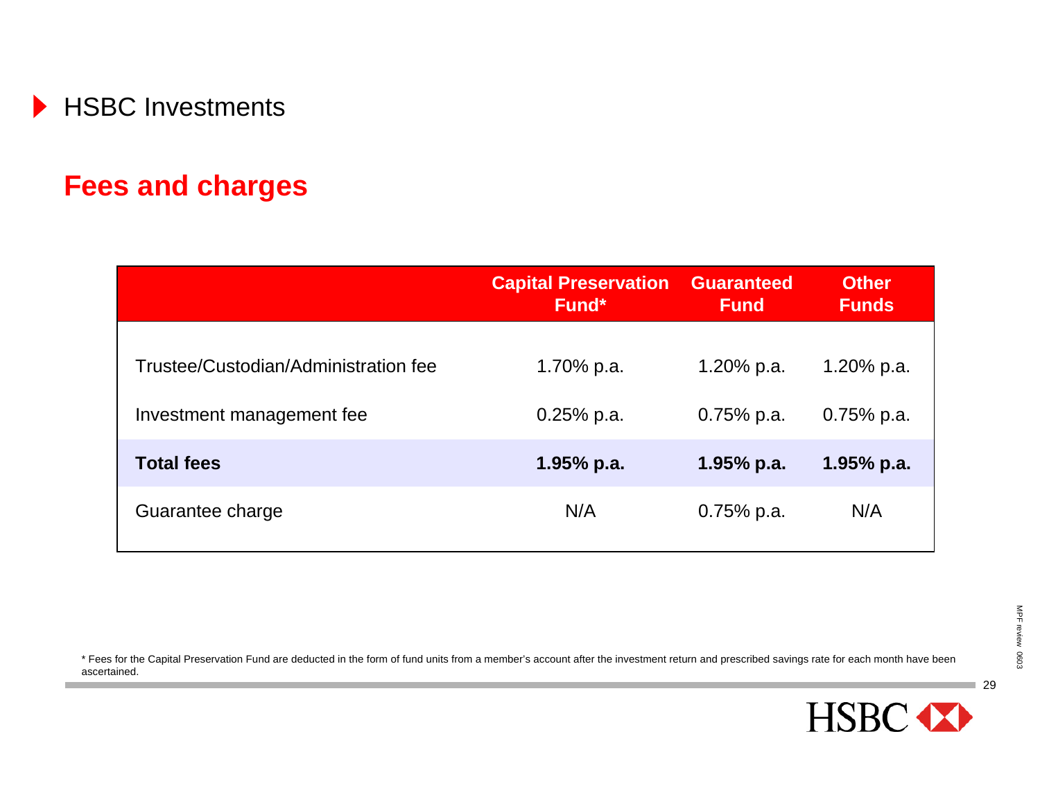HSBC Investments

## Fees and charges

| | Capital Preservation Fund* | Guaranteed Fund | Other Funds |
|---|---|---|---|
| Trustee/Custodian/Administration fee | 1.70% p.a. | 1.20% p.a. | 1.20% p.a. |
| Investment management fee | 0.25% p.a. | 0.75% p.a. | 0.75% p.a. |
| **Total fees** | **1.95% p.a.** | **1.95% p.a.** | **1.95% p.a.** |
| Guarantee charge | N/A | 0.75% p.a. | N/A |

* Fees for the Capital Preservation Fund are deducted in the form of fund units from a member's account after the investment return and prescribed savings rate for each month have been ascertained.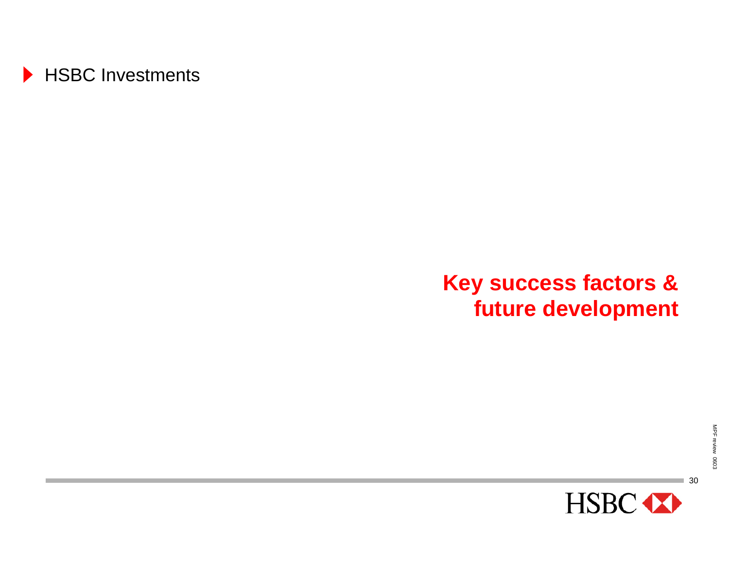# Key success factors & future development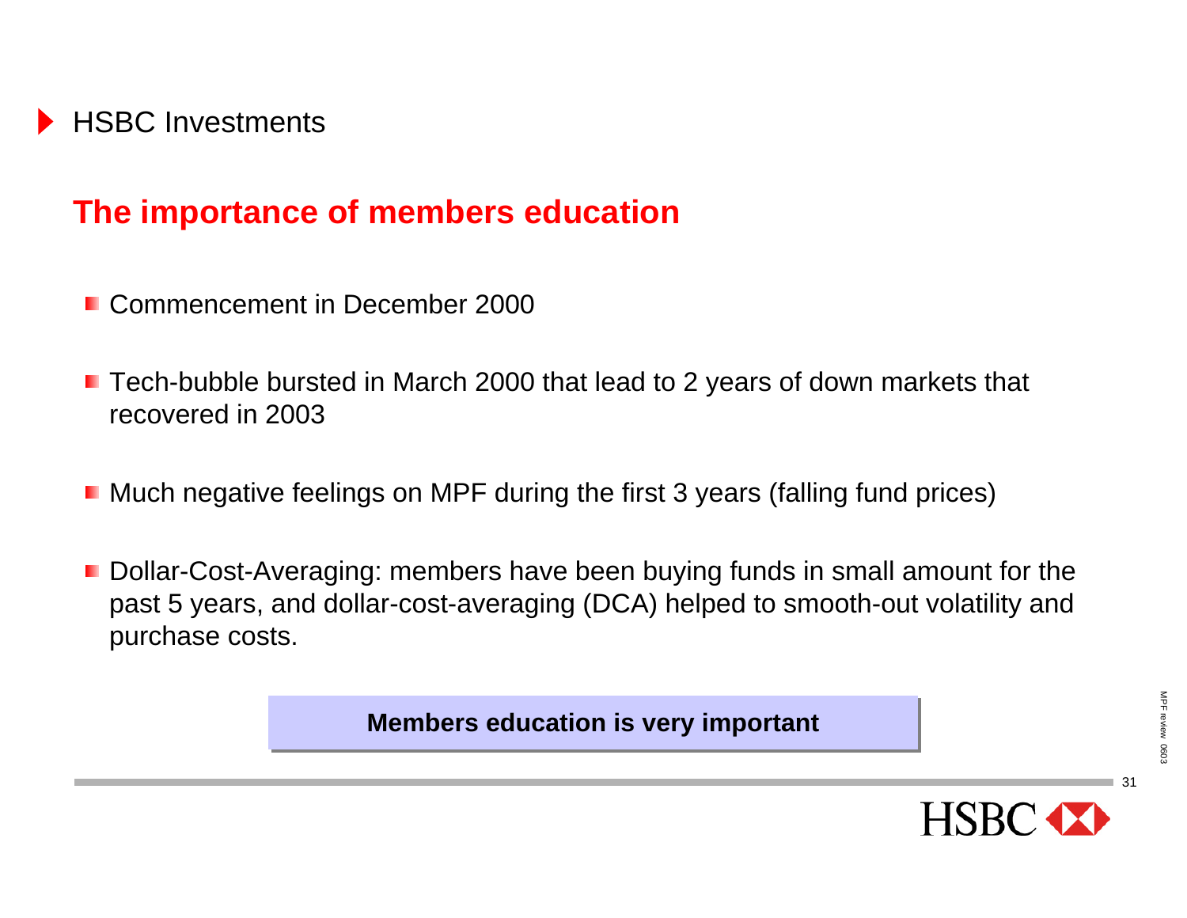HSBC Investments

## The importance of members education

- Commencement in December 2000
- Tech-bubble bursted in March 2000 that lead to 2 years of down markets that recovered in 2003
- Much negative feelings on MPF during the first 3 years (falling fund prices)
- Dollar-Cost-Averaging: members have been buying funds in small amount for the past 5 years, and dollar-cost-averaging (DCA) helped to smooth-out volatility and purchase costs.

**Members education is very important**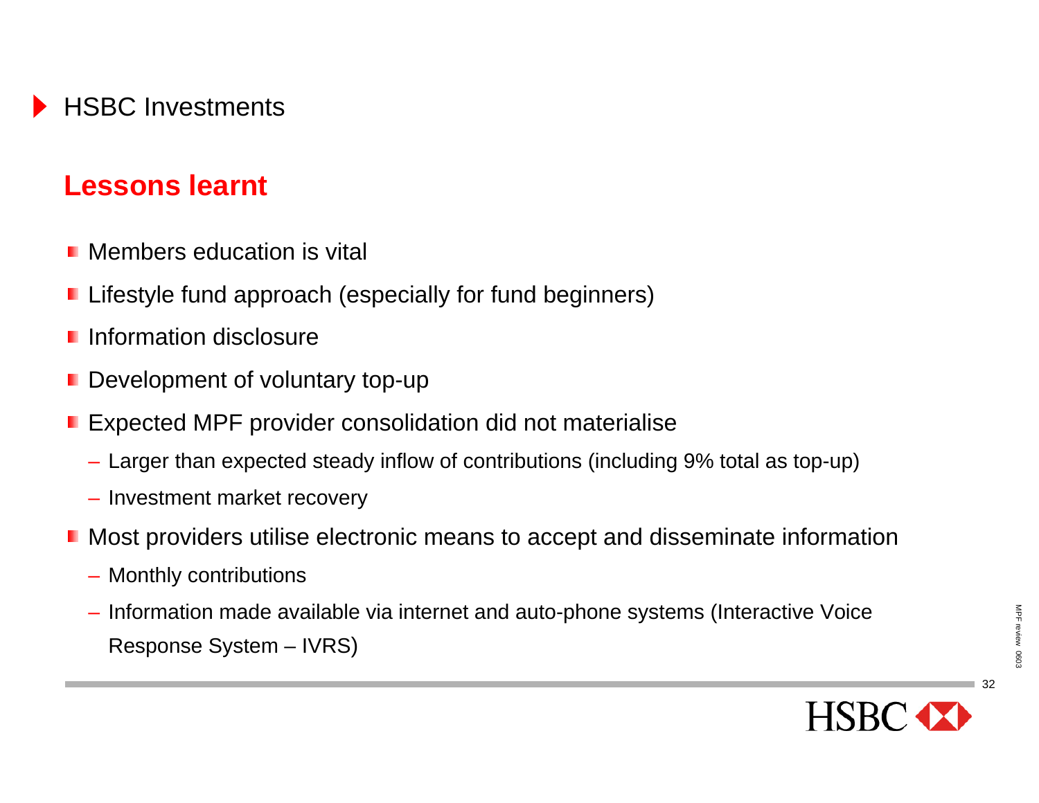HSBC Investments

## Lessons learnt

- Members education is vital
- Lifestyle fund approach (especially for fund beginners)
- Information disclosure
- Development of voluntary top-up
- Expected MPF provider consolidation did not materialise
  - Larger than expected steady inflow of contributions (including 9% total as top-up)
  - Investment market recovery
- Most providers utilise electronic means to accept and disseminate information
  - Monthly contributions
  - Information made available via internet and auto-phone systems (Interactive Voice Response System – IVRS)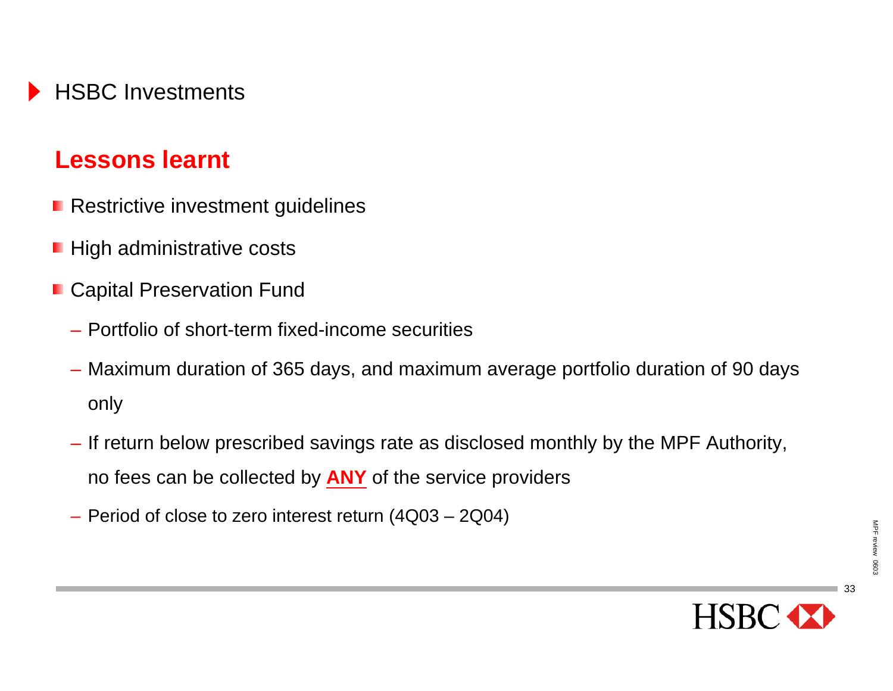## HSBC Investments

### Lessons learnt

- Restrictive investment guidelines
- High administrative costs
- Capital Preservation Fund
  - Portfolio of short-term fixed-income securities
  - Maximum duration of 365 days, and maximum average portfolio duration of 90 days only
  - If return below prescribed savings rate as disclosed monthly by the MPF Authority, no fees can be collected by **ANY** of the service providers
  - Period of close to zero interest return (4Q03 – 2Q04)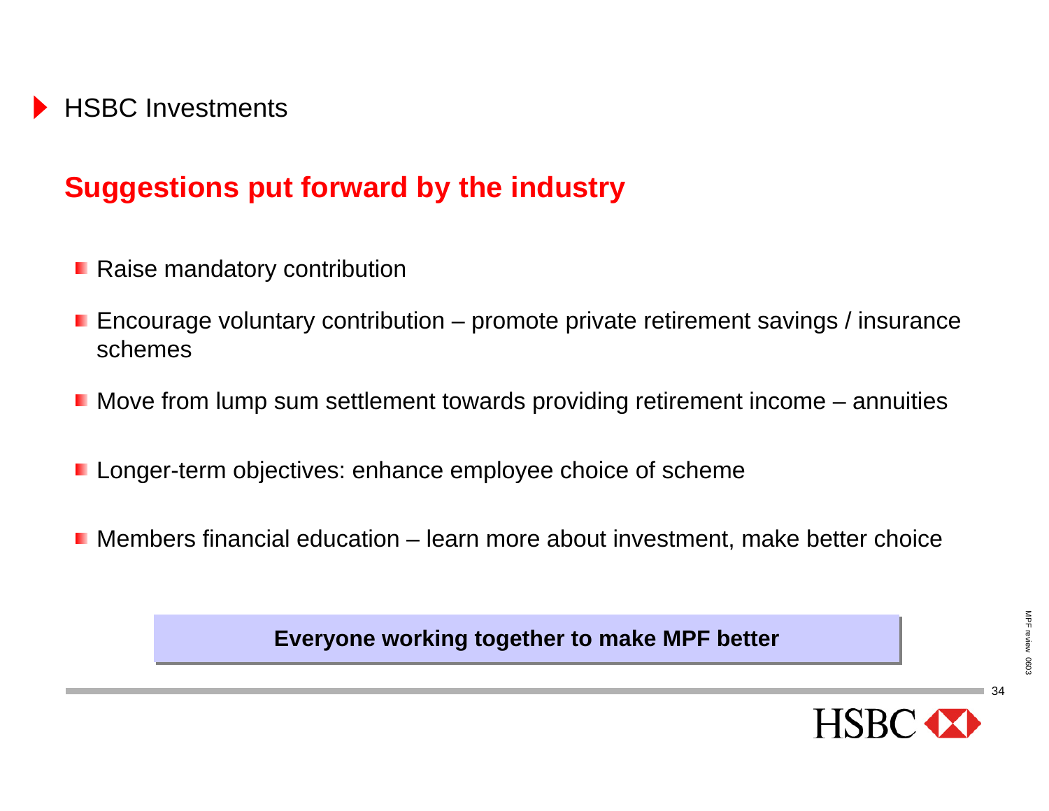HSBC Investments

## Suggestions put forward by the industry

- Raise mandatory contribution
- Encourage voluntary contribution – promote private retirement savings / insurance schemes
- Move from lump sum settlement towards providing retirement income – annuities
- Longer-term objectives: enhance employee choice of scheme
- Members financial education – learn more about investment, make better choice

**Everyone working together to make MPF better**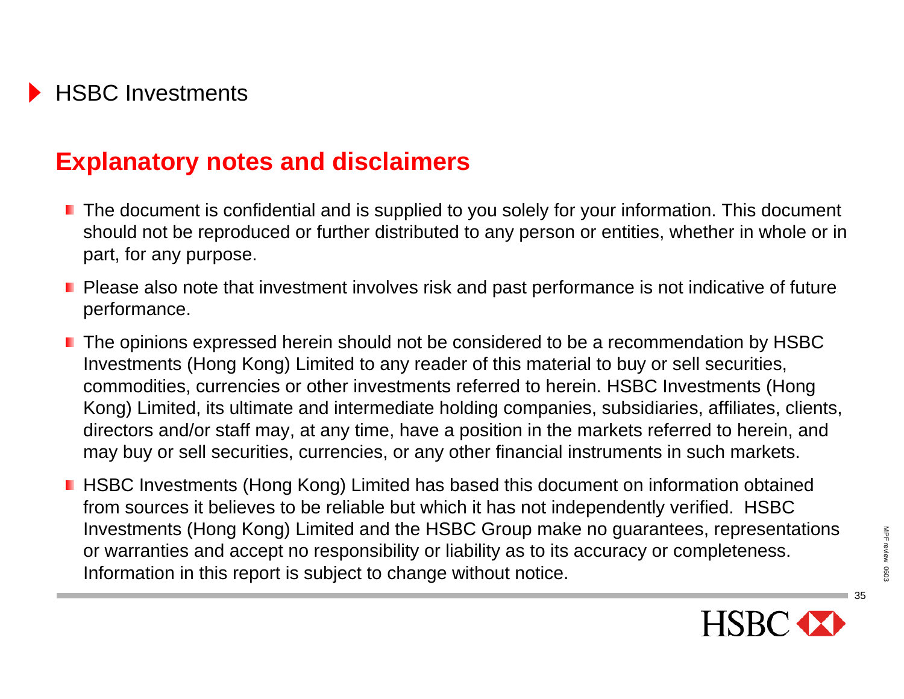HSBC Investments

## Explanatory notes and disclaimers

- The document is confidential and is supplied to you solely for your information. This document should not be reproduced or further distributed to any person or entities, whether in whole or in part, for any purpose.
- Please also note that investment involves risk and past performance is not indicative of future performance.
- The opinions expressed herein should not be considered to be a recommendation by HSBC Investments (Hong Kong) Limited to any reader of this material to buy or sell securities, commodities, currencies or other investments referred to herein. HSBC Investments (Hong Kong) Limited, its ultimate and intermediate holding companies, subsidiaries, affiliates, clients, directors and/or staff may, at any time, have a position in the markets referred to herein, and may buy or sell securities, currencies, or any other financial instruments in such markets.
- HSBC Investments (Hong Kong) Limited has based this document on information obtained from sources it believes to be reliable but which it has not independently verified. HSBC Investments (Hong Kong) Limited and the HSBC Group make no guarantees, representations or warranties and accept no responsibility or liability as to its accuracy or completeness. Information in this report is subject to change without notice.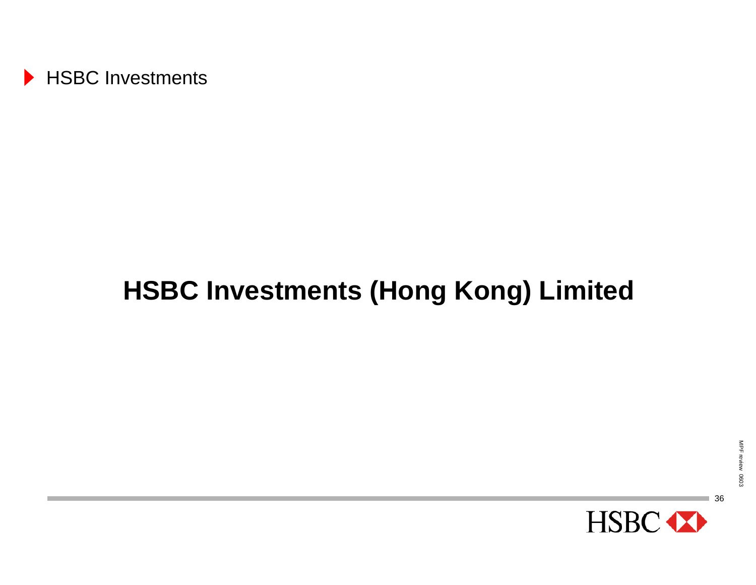HSBC Investments

# HSBC Investments (Hong Kong) Limited